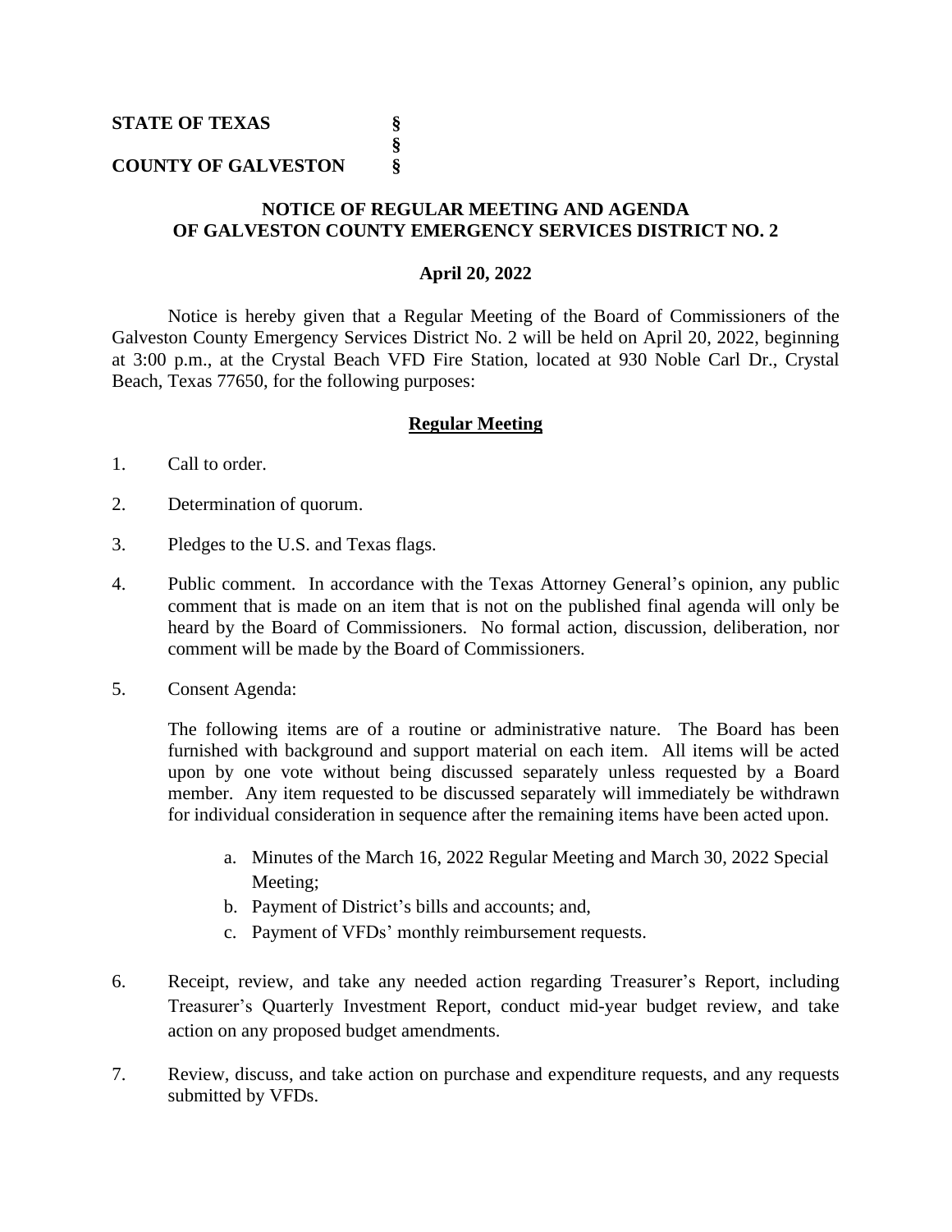**STATE OF TEXAS §**
**§**
**COUNTY OF GALVESTON §**

## NOTICE OF REGULAR MEETING AND AGENDA OF GALVESTON COUNTY EMERGENCY SERVICES DISTRICT NO. 2

**April 20, 2022**

Notice is hereby given that a Regular Meeting of the Board of Commissioners of the Galveston County Emergency Services District No. 2 will be held on April 20, 2022, beginning at 3:00 p.m., at the Crystal Beach VFD Fire Station, located at 930 Noble Carl Dr., Crystal Beach, Texas 77650, for the following purposes:

### Regular Meeting

1. Call to order.

2. Determination of quorum.

3. Pledges to the U.S. and Texas flags.

4. Public comment. In accordance with the Texas Attorney General's opinion, any public comment that is made on an item that is not on the published final agenda will only be heard by the Board of Commissioners. No formal action, discussion, deliberation, nor comment will be made by the Board of Commissioners.

5. Consent Agenda:

   The following items are of a routine or administrative nature. The Board has been furnished with background and support material on each item. All items will be acted upon by one vote without being discussed separately unless requested by a Board member. Any item requested to be discussed separately will immediately be withdrawn for individual consideration in sequence after the remaining items have been acted upon.

   a. Minutes of the March 16, 2022 Regular Meeting and March 30, 2022 Special Meeting;
   b. Payment of District's bills and accounts; and,
   c. Payment of VFDs' monthly reimbursement requests.

6. Receipt, review, and take any needed action regarding Treasurer's Report, including Treasurer's Quarterly Investment Report, conduct mid-year budget review, and take action on any proposed budget amendments.

7. Review, discuss, and take action on purchase and expenditure requests, and any requests submitted by VFDs.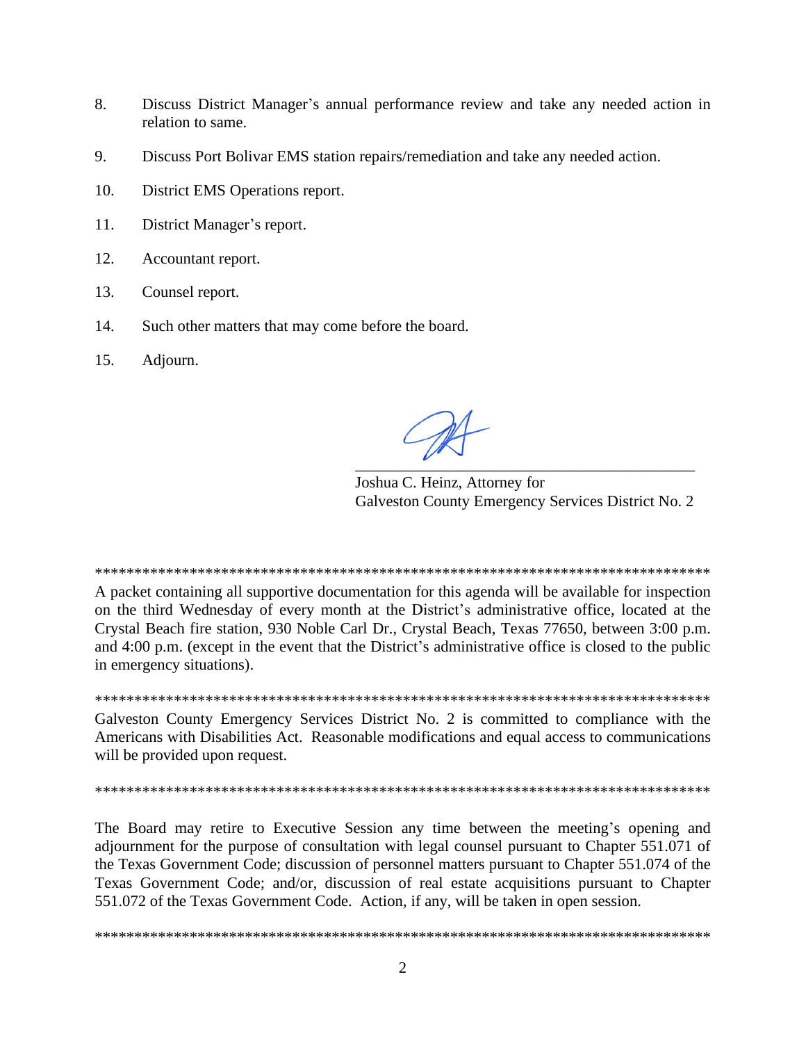8. Discuss District Manager's annual performance review and take any needed action in relation to same.

9. Discuss Port Bolivar EMS station repairs/remediation and take any needed action.

10. District EMS Operations report.

11. District Manager's report.

12. Accountant report.

13. Counsel report.

14. Such other matters that may come before the board.

15. Adjourn.

Joshua C. Heinz, Attorney for
Galveston County Emergency Services District No. 2

*******************************************************************************

A packet containing all supportive documentation for this agenda will be available for inspection on the third Wednesday of every month at the District's administrative office, located at the Crystal Beach fire station, 930 Noble Carl Dr., Crystal Beach, Texas 77650, between 3:00 p.m. and 4:00 p.m. (except in the event that the District's administrative office is closed to the public in emergency situations).

*******************************************************************************

Galveston County Emergency Services District No. 2 is committed to compliance with the Americans with Disabilities Act. Reasonable modifications and equal access to communications will be provided upon request.

*******************************************************************************

The Board may retire to Executive Session any time between the meeting's opening and adjournment for the purpose of consultation with legal counsel pursuant to Chapter 551.071 of the Texas Government Code; discussion of personnel matters pursuant to Chapter 551.074 of the Texas Government Code; and/or, discussion of real estate acquisitions pursuant to Chapter 551.072 of the Texas Government Code. Action, if any, will be taken in open session.

*******************************************************************************